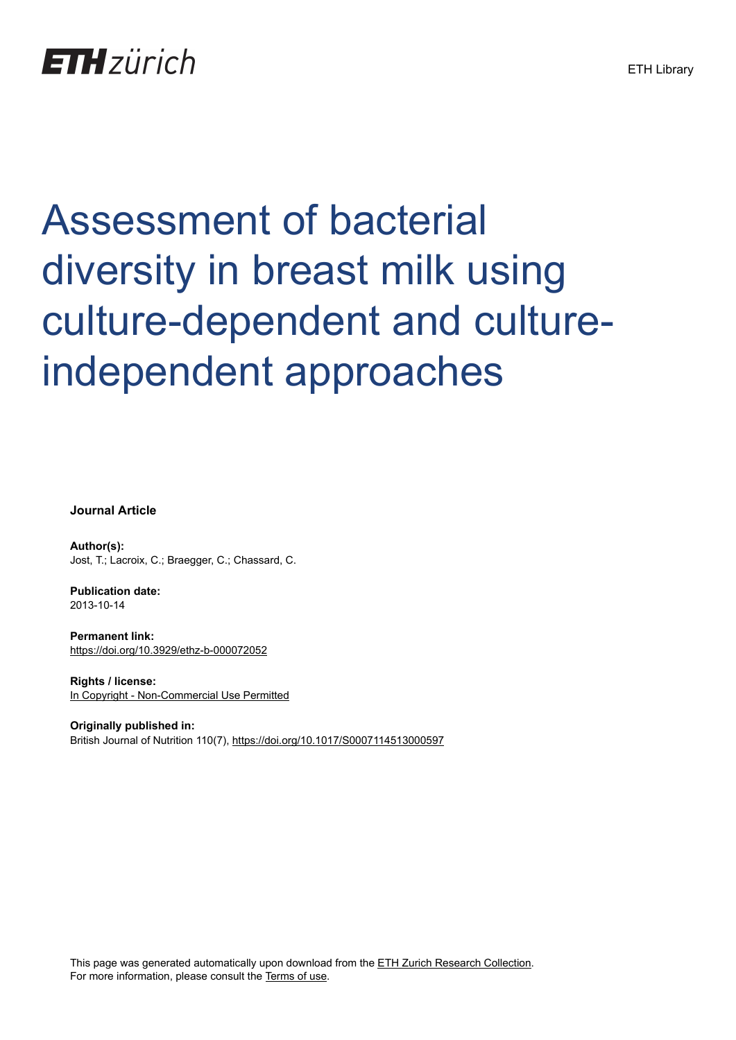# Assessment of bacterial diversity in breast milk using culture-dependent and culture-independent approaches

**Journal Article**

**Author(s):**
Jost, T.; Lacroix, C.; Braegger, C.; Chassard, C.

**Publication date:**
2013-10-14

**Permanent link:**
https://doi.org/10.3929/ethz-b-000072052

**Rights / license:**
In Copyright - Non-Commercial Use Permitted

**Originally published in:**
British Journal of Nutrition 110(7), https://doi.org/10.1017/S0007114513000597

This page was generated automatically upon download from the ETH Zurich Research Collection.
For more information, please consult the Terms of use.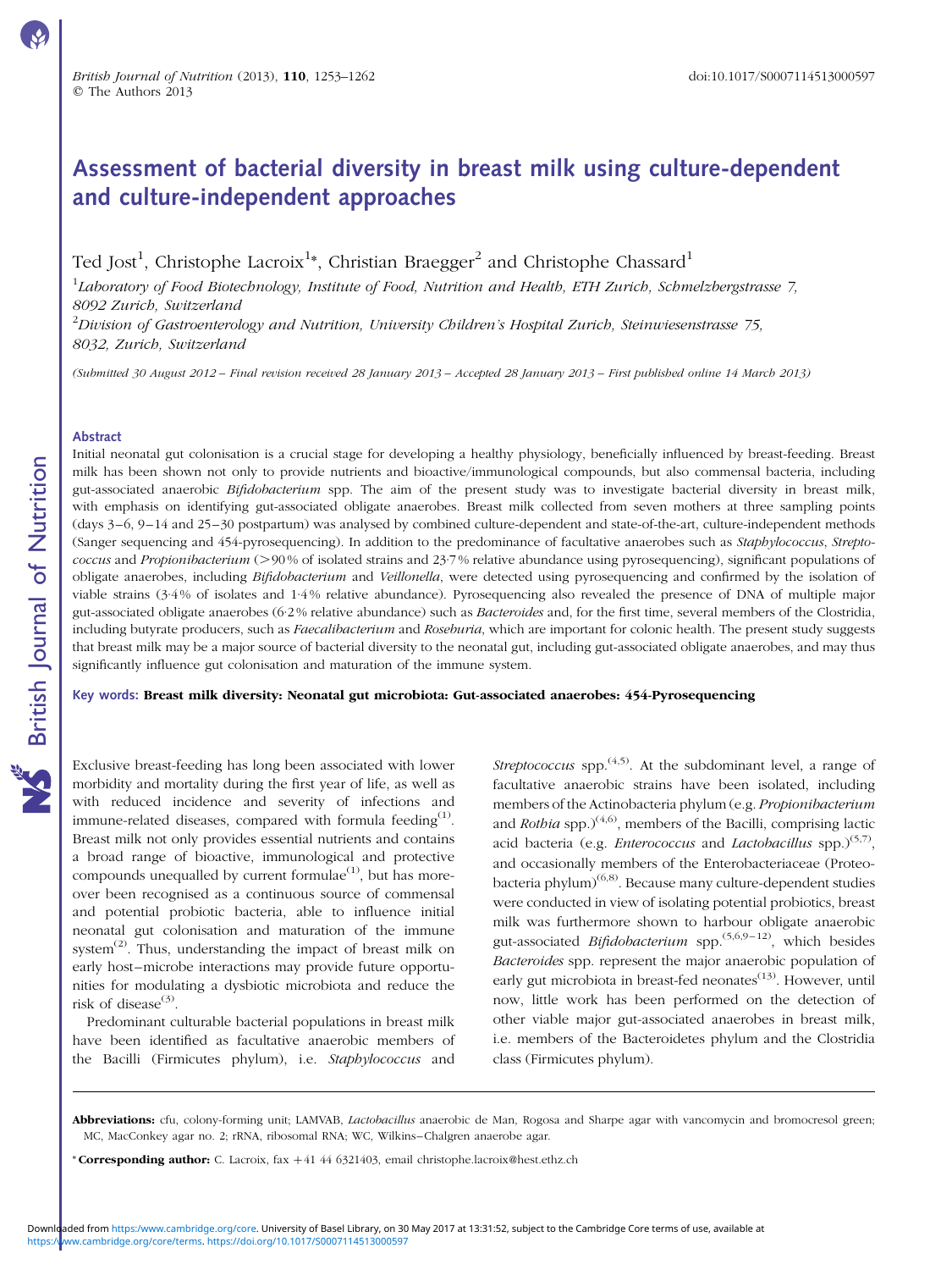# Assessment of bacterial diversity in breast milk using culture-dependent and culture-independent approaches

Ted Jost[1], Christophe Lacroix[1*], Christian Braegger[2] and Christophe Chassard[1]

[1]*Laboratory of Food Biotechnology, Institute of Food, Nutrition and Health, ETH Zurich, Schmelzbergstrasse 7, 8092 Zurich, Switzerland*

[2]*Division of Gastroenterology and Nutrition, University Children's Hospital Zurich, Steinwiesenstrasse 75, 8032, Zurich, Switzerland*

*(Submitted 30 August 2012 – Final revision received 28 January 2013 – Accepted 28 January 2013 – First published online 14 March 2013)*

## Abstract

Initial neonatal gut colonisation is a crucial stage for developing a healthy physiology, beneficially influenced by breast-feeding. Breast milk has been shown not only to provide nutrients and bioactive/immunological compounds, but also commensal bacteria, including gut-associated anaerobic *Bifidobacterium* spp. The aim of the present study was to investigate bacterial diversity in breast milk, with emphasis on identifying gut-associated obligate anaerobes. Breast milk collected from seven mothers at three sampling points (days 3–6, 9–14 and 25–30 postpartum) was analysed by combined culture-dependent and state-of-the-art, culture-independent methods (Sanger sequencing and 454-pyrosequencing). In addition to the predominance of facultative anaerobes such as *Staphylococcus*, *Streptococcus* and *Propionibacterium* (>90 % of isolated strains and 23·7 % relative abundance using pyrosequencing), significant populations of obligate anaerobes, including *Bifidobacterium* and *Veillonella*, were detected using pyrosequencing and confirmed by the isolation of viable strains (3·4 % of isolates and 1·4 % relative abundance). Pyrosequencing also revealed the presence of DNA of multiple major gut-associated obligate anaerobes (6·2 % relative abundance) such as *Bacteroides* and, for the first time, several members of the Clostridia, including butyrate producers, such as *Faecalibacterium* and *Roseburia*, which are important for colonic health. The present study suggests that breast milk may be a major source of bacterial diversity to the neonatal gut, including gut-associated obligate anaerobes, and may thus significantly influence gut colonisation and maturation of the immune system.

**Key words: Breast milk diversity: Neonatal gut microbiota: Gut-associated anaerobes: 454-Pyrosequencing**

Exclusive breast-feeding has long been associated with lower morbidity and mortality during the first year of life, as well as with reduced incidence and severity of infections and immune-related diseases, compared with formula feeding[1]. Breast milk not only provides essential nutrients and contains a broad range of bioactive, immunological and protective compounds unequalled by current formulae[1], but has moreover been recognised as a continuous source of commensal and potential probiotic bacteria, able to influence initial neonatal gut colonisation and maturation of the immune system[2]. Thus, understanding the impact of breast milk on early host–microbe interactions may provide future opportunities for modulating a dysbiotic microbiota and reduce the risk of disease[3].

Predominant culturable bacterial populations in breast milk have been identified as facultative anaerobic members of the Bacilli (Firmicutes phylum), i.e. *Staphylococcus* and *Streptococcus* spp.[4,5]. At the subdominant level, a range of facultative anaerobic strains have been isolated, including members of the Actinobacteria phylum (e.g. *Propionibacterium* and *Rothia* spp.)[4,6], members of the Bacilli, comprising lactic acid bacteria (e.g. *Enterococcus* and *Lactobacillus* spp.)[5,7], and occasionally members of the Enterobacteriaceae (Proteobacteria phylum)[6,8]. Because many culture-dependent studies were conducted in view of isolating potential probiotics, breast milk was furthermore shown to harbour obligate anaerobic gut-associated *Bifidobacterium* spp.[5,6,9–12], which besides *Bacteroides* spp. represent the major anaerobic population of early gut microbiota in breast-fed neonates[13]. However, until now, little work has been performed on the detection of other viable major gut-associated anaerobes in breast milk, i.e. members of the Bacteroidetes phylum and the Clostridia class (Firmicutes phylum).

**Abbreviations:** cfu, colony-forming unit; LAMVAB, *Lactobacillus* anaerobic de Man, Rogosa and Sharpe agar with vancomycin and bromocresol green; MC, MacConkey agar no. 2; rRNA, ribosomal RNA; WC, Wilkins–Chalgren anaerobe agar.

\* **Corresponding author:** C. Lacroix, fax +41 44 6321403, email christophe.lacroix@hest.ethz.ch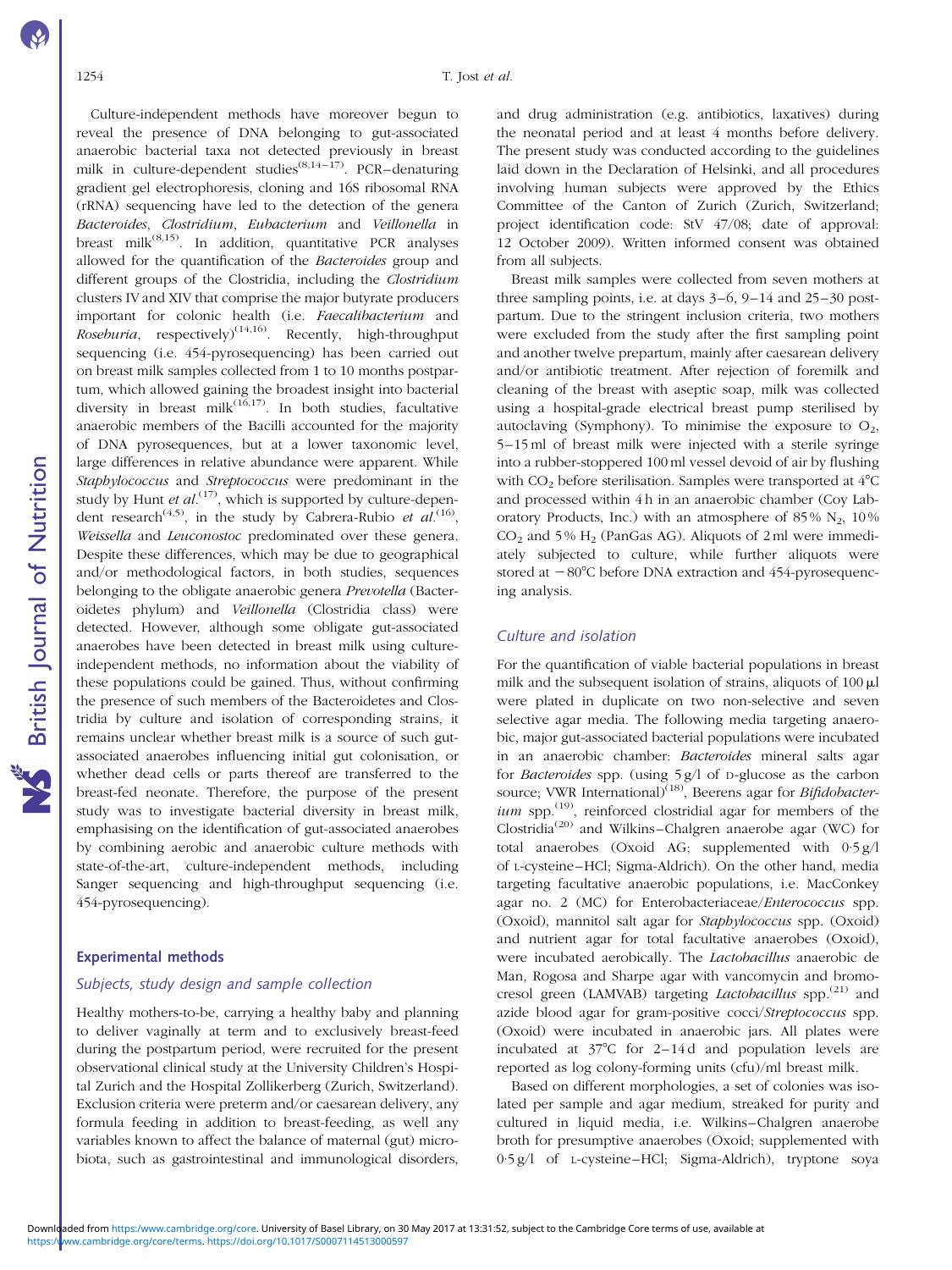Culture-independent methods have moreover begun to reveal the presence of DNA belonging to gut-associated anaerobic bacterial taxa not detected previously in breast milk in culture-dependent studies[8,14–17]. PCR–denaturing gradient gel electrophoresis, cloning and 16S ribosomal RNA (rRNA) sequencing have led to the detection of the genera *Bacteroides*, *Clostridium*, *Eubacterium* and *Veillonella* in breast milk[8,15]. In addition, quantitative PCR analyses allowed for the quantification of the *Bacteroides* group and different groups of the Clostridia, including the *Clostridium* clusters IV and XIV that comprise the major butyrate producers important for colonic health (i.e. *Faecalibacterium* and *Roseburia*, respectively)[14,16]. Recently, high-throughput sequencing (i.e. 454-pyrosequencing) has been carried out on breast milk samples collected from 1 to 10 months postpartum, which allowed gaining the broadest insight into bacterial diversity in breast milk[16,17]. In both studies, facultative anaerobic members of the Bacilli accounted for the majority of DNA pyrosequences, but at a lower taxonomic level, large differences in relative abundance were apparent. While *Staphylococcus* and *Streptococcus* were predominant in the study by Hunt *et al.*[17], which is supported by culture-dependent research[4,5], in the study by Cabrera-Rubio *et al.*[16], *Weissella* and *Leuconostoc* predominated over these genera. Despite these differences, which may be due to geographical and/or methodological factors, in both studies, sequences belonging to the obligate anaerobic genera *Prevotella* (Bacteroidetes phylum) and *Veillonella* (Clostridia class) were detected. However, although some obligate gut-associated anaerobes have been detected in breast milk using culture-independent methods, no information about the viability of these populations could be gained. Thus, without confirming the presence of such members of the Bacteroidetes and Clostridia by culture and isolation of corresponding strains, it remains unclear whether breast milk is a source of such gut-associated anaerobes influencing initial gut colonisation, or whether dead cells or parts thereof are transferred to the breast-fed neonate. Therefore, the purpose of the present study was to investigate bacterial diversity in breast milk, emphasising on the identification of gut-associated anaerobes by combining aerobic and anaerobic culture methods with state-of-the-art, culture-independent methods, including Sanger sequencing and high-throughput sequencing (i.e. 454-pyrosequencing).

## Experimental methods

### Subjects, study design and sample collection

Healthy mothers-to-be, carrying a healthy baby and planning to deliver vaginally at term and to exclusively breast-feed during the postpartum period, were recruited for the present observational clinical study at the University Children's Hospital Zurich and the Hospital Zollikerberg (Zurich, Switzerland). Exclusion criteria were preterm and/or caesarean delivery, any formula feeding in addition to breast-feeding, as well any variables known to affect the balance of maternal (gut) microbiota, such as gastrointestinal and immunological disorders, and drug administration (e.g. antibiotics, laxatives) during the neonatal period and at least 4 months before delivery. The present study was conducted according to the guidelines laid down in the Declaration of Helsinki, and all procedures involving human subjects were approved by the Ethics Committee of the Canton of Zurich (Zurich, Switzerland; project identification code: StV 47/08; date of approval: 12 October 2009). Written informed consent was obtained from all subjects.

Breast milk samples were collected from seven mothers at three sampling points, i.e. at days 3–6, 9–14 and 25–30 postpartum. Due to the stringent inclusion criteria, two mothers were excluded from the study after the first sampling point and another twelve prepartum, mainly after caesarean delivery and/or antibiotic treatment. After rejection of foremilk and cleaning of the breast with aseptic soap, milk was collected using a hospital-grade electrical breast pump sterilised by autoclaving (Symphony). To minimise the exposure to $O_2$, 5–15 ml of breast milk were injected with a sterile syringe into a rubber-stoppered 100 ml vessel devoid of air by flushing with $CO_2$ before sterilisation. Samples were transported at 4°C and processed within 4 h in an anaerobic chamber (Coy Laboratory Products, Inc.) with an atmosphere of 85 % $N_2$, 10 % $CO_2$ and 5 % $H_2$ (PanGas AG). Aliquots of 2 ml were immediately subjected to culture, while further aliquots were stored at −80°C before DNA extraction and 454-pyrosequencing analysis.

### Culture and isolation

For the quantification of viable bacterial populations in breast milk and the subsequent isolation of strains, aliquots of 100 µl were plated in duplicate on two non-selective and seven selective agar media. The following media targeting anaerobic, major gut-associated bacterial populations were incubated in an anaerobic chamber: *Bacteroides* mineral salts agar for *Bacteroides* spp. (using 5 g/l of D-glucose as the carbon source; VWR International)[18], Beerens agar for *Bifidobacterium* spp.[19], reinforced clostridial agar for members of the Clostridia[20] and Wilkins–Chalgren anaerobe agar (WC) for total anaerobes (Oxoid AG; supplemented with 0·5 g/l of L-cysteine–HCl; Sigma-Aldrich). On the other hand, media targeting facultative anaerobic populations, i.e. MacConkey agar no. 2 (MC) for Enterobacteriaceae/*Enterococcus* spp. (Oxoid), mannitol salt agar for *Staphylococcus* spp. (Oxoid) and nutrient agar for total facultative anaerobes (Oxoid), were incubated aerobically. The *Lactobacillus* anaerobic de Man, Rogosa and Sharpe agar with vancomycin and bromocresol green (LAMVAB) targeting *Lactobacillus* spp.[21] and azide blood agar for gram-positive cocci/*Streptococcus* spp. (Oxoid) were incubated in anaerobic jars. All plates were incubated at 37°C for 2–14 d and population levels are reported as log colony-forming units (cfu)/ml breast milk.

Based on different morphologies, a set of colonies was isolated per sample and agar medium, streaked for purity and cultured in liquid media, i.e. Wilkins–Chalgren anaerobe broth for presumptive anaerobes (Oxoid; supplemented with 0·5 g/l of L-cysteine–HCl; Sigma-Aldrich), tryptone soya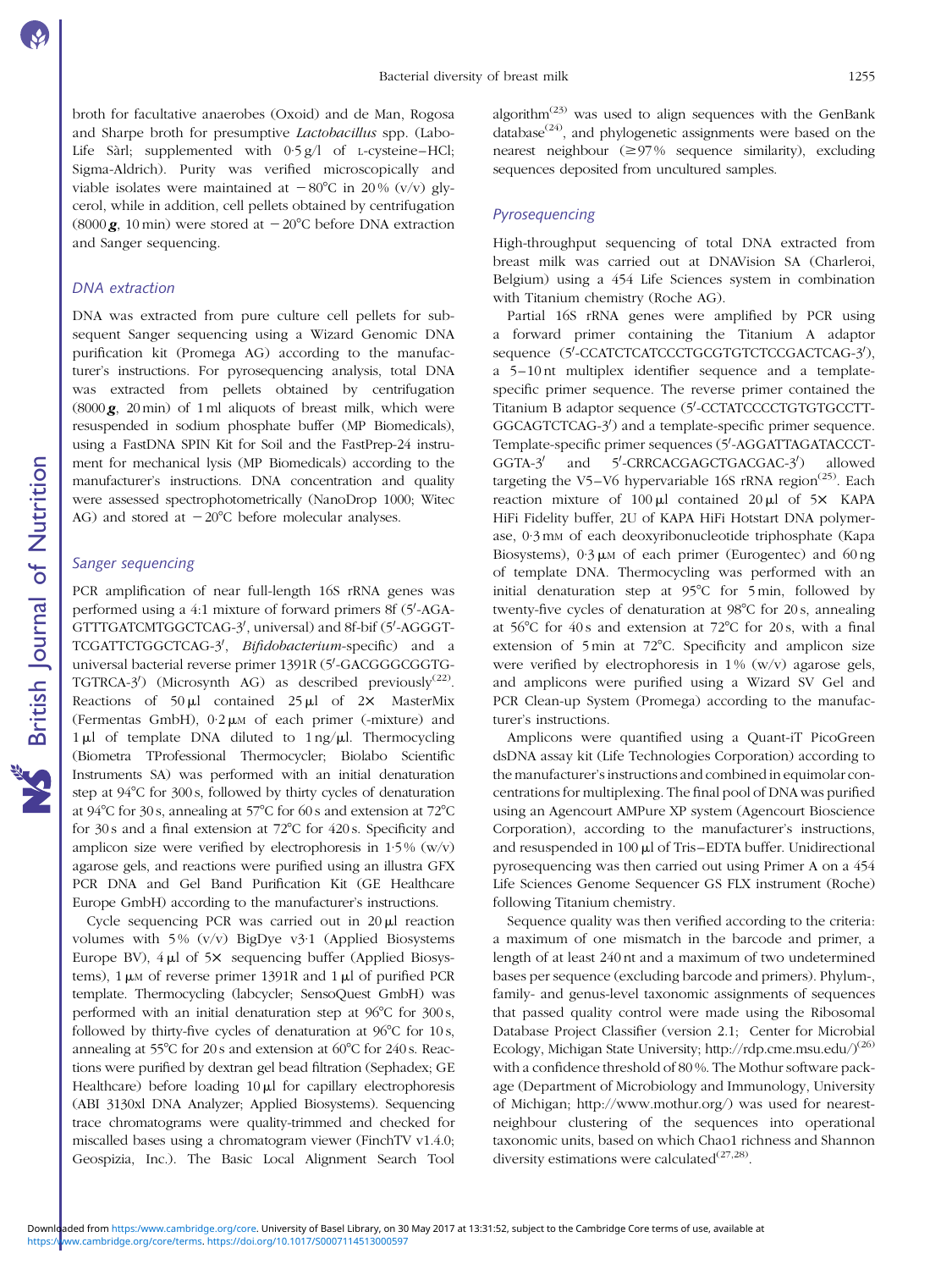broth for facultative anaerobes (Oxoid) and de Man, Rogosa and Sharpe broth for presumptive *Lactobacillus* spp. (Labo-Life Sàrl; supplemented with 0·5 g/l of L-cysteine–HCl; Sigma-Aldrich). Purity was verified microscopically and viable isolates were maintained at −80°C in 20 % (v/v) glycerol, while in addition, cell pellets obtained by centrifugation (8000 ***g***, 10 min) were stored at −20°C before DNA extraction and Sanger sequencing.

### DNA extraction

DNA was extracted from pure culture cell pellets for subsequent Sanger sequencing using a Wizard Genomic DNA purification kit (Promega AG) according to the manufacturer's instructions. For pyrosequencing analysis, total DNA was extracted from pellets obtained by centrifugation (8000 ***g***, 20 min) of 1 ml aliquots of breast milk, which were resuspended in sodium phosphate buffer (MP Biomedicals), using a FastDNA SPIN Kit for Soil and the FastPrep-24 instrument for mechanical lysis (MP Biomedicals) according to the manufacturer's instructions. DNA concentration and quality were assessed spectrophotometrically (NanoDrop 1000; Witec AG) and stored at −20°C before molecular analyses.

### Sanger sequencing

PCR amplification of near full-length 16S rRNA genes was performed using a 4:1 mixture of forward primers 8f (5′-AGAGTTTGATCMTGGCTCAG-3′, universal) and 8f-bif (5′-AGGGTTCGATTCTGGCTCAG-3′, *Bifidobacterium*-specific) and a universal bacterial reverse primer 1391R (5′-GACGGGCGGTGTGTRCA-3′) (Microsynth AG) as described previously[22]. Reactions of 50 μl contained 25 μl of 2× MasterMix (Fermentas GmbH), 0·2 μM of each primer (-mixture) and 1 μl of template DNA diluted to 1 ng/μl. Thermocycling (Biometra TProfessional Thermocycler; Biolabo Scientific Instruments SA) was performed with an initial denaturation step at 94°C for 300 s, followed by thirty cycles of denaturation at 94°C for 30 s, annealing at 57°C for 60 s and extension at 72°C for 30 s and a final extension at 72°C for 420 s. Specificity and amplicon size were verified by electrophoresis in 1·5 % (w/v) agarose gels, and reactions were purified using an illustra GFX PCR DNA and Gel Band Purification Kit (GE Healthcare Europe GmbH) according to the manufacturer's instructions.

Cycle sequencing PCR was carried out in 20 μl reaction volumes with 5 % (v/v) BigDye v3·1 (Applied Biosystems Europe BV), 4 μl of 5× sequencing buffer (Applied Biosystems), 1 μM of reverse primer 1391R and 1 μl of purified PCR template. Thermocycling (labcycler; SensoQuest GmbH) was performed with an initial denaturation step at 96°C for 300 s, followed by thirty-five cycles of denaturation at 96°C for 10 s, annealing at 55°C for 20 s and extension at 60°C for 240 s. Reactions were purified by dextran gel bead filtration (Sephadex; GE Healthcare) before loading 10 μl for capillary electrophoresis (ABI 3130xl DNA Analyzer; Applied Biosystems). Sequencing trace chromatograms were quality-trimmed and checked for miscalled bases using a chromatogram viewer (FinchTV v1.4.0; Geospizia, Inc.). The Basic Local Alignment Search Tool algorithm[23] was used to align sequences with the GenBank database[24], and phylogenetic assignments were based on the nearest neighbour (≥97 % sequence similarity), excluding sequences deposited from uncultured samples.

### Pyrosequencing

High-throughput sequencing of total DNA extracted from breast milk was carried out at DNAVision SA (Charleroi, Belgium) using a 454 Life Sciences system in combination with Titanium chemistry (Roche AG).

Partial 16S rRNA genes were amplified by PCR using a forward primer containing the Titanium A adaptor sequence (5′-CCATCTCATCCCTGCGTGTCTCCGACTCAG-3′), a 5–10 nt multiplex identifier sequence and a template-specific primer sequence. The reverse primer contained the Titanium B adaptor sequence (5′-CCTATCCCCTGTGTGCCTTGGCAGTCTCAG-3′) and a template-specific primer sequence. Template-specific primer sequences (5′-AGGATTAGATACCCTGGTA-3′ and 5′-CRRCACGAGCTGACGAC-3′) allowed targeting the V5–V6 hypervariable 16S rRNA region[25]. Each reaction mixture of 100 μl contained 20 μl of 5× KAPA HiFi Fidelity buffer, 2U of KAPA HiFi Hotstart DNA polymerase, 0·3 mM of each deoxyribonucleotide triphosphate (Kapa Biosystems), 0·3 μM of each primer (Eurogentec) and 60 ng of template DNA. Thermocycling was performed with an initial denaturation step at 95°C for 5 min, followed by twenty-five cycles of denaturation at 98°C for 20 s, annealing at 56°C for 40 s and extension at 72°C for 20 s, with a final extension of 5 min at 72°C. Specificity and amplicon size were verified by electrophoresis in 1 % (w/v) agarose gels, and amplicons were purified using a Wizard SV Gel and PCR Clean-up System (Promega) according to the manufacturer's instructions.

Amplicons were quantified using a Quant-iT PicoGreen dsDNA assay kit (Life Technologies Corporation) according to the manufacturer's instructions and combined in equimolar concentrations for multiplexing. The final pool of DNA was purified using an Agencourt AMPure XP system (Agencourt Bioscience Corporation), according to the manufacturer's instructions, and resuspended in 100 μl of Tris–EDTA buffer. Unidirectional pyrosequencing was then carried out using Primer A on a 454 Life Sciences Genome Sequencer GS FLX instrument (Roche) following Titanium chemistry.

Sequence quality was then verified according to the criteria: a maximum of one mismatch in the barcode and primer, a length of at least 240 nt and a maximum of two undetermined bases per sequence (excluding barcode and primers). Phylum-, family- and genus-level taxonomic assignments of sequences that passed quality control were made using the Ribosomal Database Project Classifier (version 2.1; Center for Microbial Ecology, Michigan State University; http://rdp.cme.msu.edu/)[26] with a confidence threshold of 80 %. The Mothur software package (Department of Microbiology and Immunology, University of Michigan; http://www.mothur.org/) was used for nearest-neighbour clustering of the sequences into operational taxonomic units, based on which Chao1 richness and Shannon diversity estimations were calculated[27,28].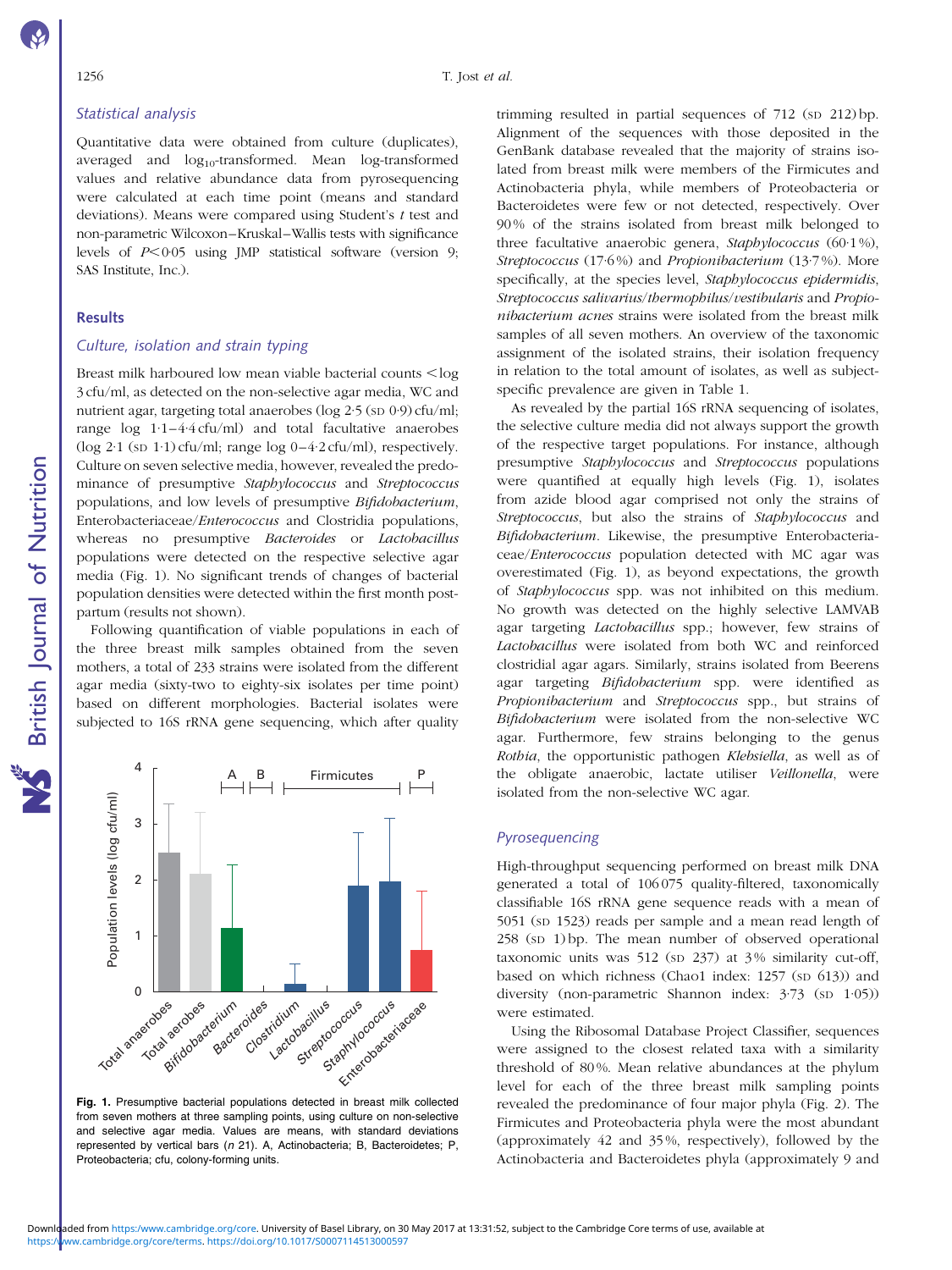### Statistical analysis

Quantitative data were obtained from culture (duplicates), averaged and $\log_{10}$-transformed. Mean log-transformed values and relative abundance data from pyrosequencing were calculated at each time point (means and standard deviations). Means were compared using Student's *t* test and non-parametric Wilcoxon–Kruskal–Wallis tests with significance levels of $P<0{\cdot}05$ using JMP statistical software (version 9; SAS Institute, Inc.).

## Results

### Culture, isolation and strain typing

Breast milk harboured low mean viable bacterial counts <log 3 cfu/ml, as detected on the non-selective agar media, WC and nutrient agar, targeting total anaerobes (log 2·5 (SD 0·9) cfu/ml; range log 1·1–4·4 cfu/ml) and total facultative anaerobes (log 2·1 (SD 1·1) cfu/ml; range log 0–4·2 cfu/ml), respectively. Culture on seven selective media, however, revealed the predominance of presumptive *Staphylococcus* and *Streptococcus* populations, and low levels of presumptive *Bifidobacterium*, Enterobacteriaceae/*Enterococcus* and Clostridia populations, whereas no presumptive *Bacteroides* or *Lactobacillus* populations were detected on the respective selective agar media (Fig. 1). No significant trends of changes of bacterial population densities were detected within the first month postpartum (results not shown).

Following quantification of viable populations in each of the three breast milk samples obtained from the seven mothers, a total of 233 strains were isolated from the different agar media (sixty-two to eighty-six isolates per time point) based on different morphologies. Bacterial isolates were subjected to 16S rRNA gene sequencing, which after quality trimming resulted in partial sequences of 712 (SD 212) bp. Alignment of the sequences with those deposited in the GenBank database revealed that the majority of strains isolated from breast milk were members of the Firmicutes and Actinobacteria phyla, while members of Proteobacteria or Bacteroidetes were few or not detected, respectively. Over 90 % of the strains isolated from breast milk belonged to three facultative anaerobic genera, *Staphylococcus* (60·1 %), *Streptococcus* (17·6 %) and *Propionibacterium* (13·7 %). More specifically, at the species level, *Staphylococcus epidermidis*, *Streptococcus salivarius/thermophilus/vestibularis* and *Propionibacterium acnes* strains were isolated from the breast milk samples of all seven mothers. An overview of the taxonomic assignment of the isolated strains, their isolation frequency in relation to the total amount of isolates, as well as subject-specific prevalence are given in Table 1.

As revealed by the partial 16S rRNA sequencing of isolates, the selective culture media did not always support the growth of the respective target populations. For instance, although presumptive *Staphylococcus* and *Streptococcus* populations were quantified at equally high levels (Fig. 1), isolates from azide blood agar comprised not only the strains of *Streptococcus*, but also the strains of *Staphylococcus* and *Bifidobacterium*. Likewise, the presumptive Enterobacteriaceae/*Enterococcus* population detected with MC agar was overestimated (Fig. 1), as beyond expectations, the growth of *Staphylococcus* spp. was not inhibited on this medium. No growth was detected on the highly selective LAMVAB agar targeting *Lactobacillus* spp.; however, few strains of *Lactobacillus* were isolated from both WC and reinforced clostridial agar agars. Similarly, strains isolated from Beerens agar targeting *Bifidobacterium* spp. were identified as *Propionibacterium* and *Streptococcus* spp., but strains of *Bifidobacterium* were isolated from the non-selective WC agar. Furthermore, few strains belonging to the genus *Rothia*, the opportunistic pathogen *Klebsiella*, as well as of the obligate anaerobic, lactate utiliser *Veillonella*, were isolated from the non-selective WC agar.

**Fig. 1.** Presumptive bacterial populations detected in breast milk collected from seven mothers at three sampling points, using culture on non-selective and selective agar media. Values are means, with standard deviations represented by vertical bars (*n* 21). A, Actinobacteria; B, Bacteroidetes; P, Proteobacteria; cfu, colony-forming units.

### Pyrosequencing

High-throughput sequencing performed on breast milk DNA generated a total of 106 075 quality-filtered, taxonomically classifiable 16S rRNA gene sequence reads with a mean of 5051 (SD 1523) reads per sample and a mean read length of 258 (SD 1) bp. The mean number of observed operational taxonomic units was 512 (SD 237) at 3 % similarity cut-off, based on which richness (Chao1 index: 1257 (SD 613)) and diversity (non-parametric Shannon index: 3·73 (SD 1·05)) were estimated.

Using the Ribosomal Database Project Classifier, sequences were assigned to the closest related taxa with a similarity threshold of 80 %. Mean relative abundances at the phylum level for each of the three breast milk sampling points revealed the predominance of four major phyla (Fig. 2). The Firmicutes and Proteobacteria phyla were the most abundant (approximately 42 and 35 %, respectively), followed by the Actinobacteria and Bacteroidetes phyla (approximately 9 and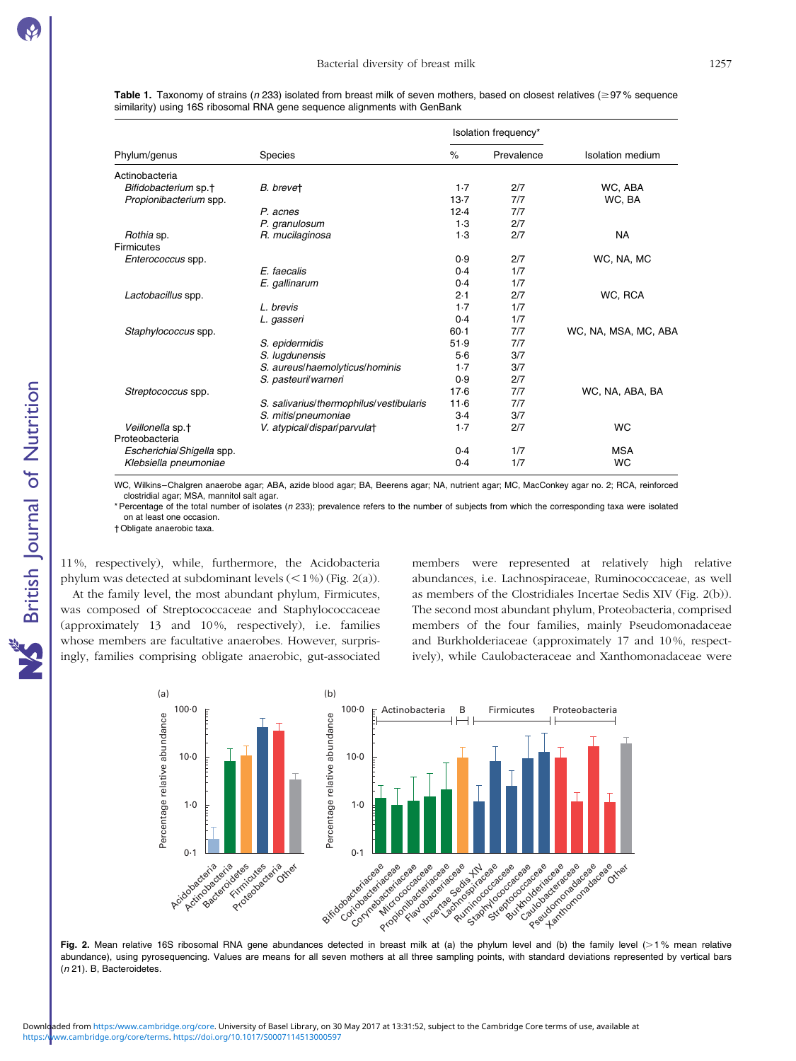**Table 1.** Taxonomy of strains (*n* 233) isolated from breast milk of seven mothers, based on closest relatives (≥97 % sequence similarity) using 16S ribosomal RNA gene sequence alignments with GenBank

| Phylum/genus | Species | Isolation frequency* | | Isolation medium |
|---|---|---|---|---|
| | | % | Prevalence | |
| Actinobacteria | | | | |
| *Bifidobacterium* sp.† | *B. breve*† | 1·7 | 2/7 | WC, ABA |
| *Propionibacterium* spp. | | 13·7 | 7/7 | WC, BA |
| | *P. acnes* | 12·4 | 7/7 | |
| | *P. granulosum* | 1·3 | 2/7 | |
| *Rothia* sp. | *R. mucilaginosa* | 1·3 | 2/7 | NA |
| Firmicutes | | | | |
| *Enterococcus* spp. | | 0·9 | 2/7 | WC, NA, MC |
| | *E. faecalis* | 0·4 | 1/7 | |
| | *E. gallinarum* | 0·4 | 1/7 | |
| *Lactobacillus* spp. | | 2·1 | 2/7 | WC, RCA |
| | *L. brevis* | 1·7 | 1/7 | |
| | *L. gasseri* | 0·4 | 1/7 | |
| *Staphylococcus* spp. | | 60·1 | 7/7 | WC, NA, MSA, MC, ABA |
| | *S. epidermidis* | 51·9 | 7/7 | |
| | *S. lugdunensis* | 5·6 | 3/7 | |
| | *S. aureus/haemolyticus/hominis* | 1·7 | 3/7 | |
| | *S. pasteuri/warneri* | 0·9 | 2/7 | |
| *Streptococcus* spp. | | 17·6 | 7/7 | WC, NA, ABA, BA |
| | *S. salivarius/thermophilus/vestibularis* | 11·6 | 7/7 | |
| | *S. mitis/pneumoniae* | 3·4 | 3/7 | |
| *Veillonella* sp.† | *V. atypical/dispar/parvula*† | 1·7 | 2/7 | WC |
| Proteobacteria | | | | |
| *Escherichia/Shigella* spp. | | 0·4 | 1/7 | MSA |
| *Klebsiella pneumoniae* | | 0·4 | 1/7 | WC |

WC, Wilkins–Chalgren anaerobe agar; ABA, azide blood agar; BA, Beerens agar; NA, nutrient agar; MC, MacConkey agar no. 2; RCA, reinforced clostridial agar; MSA, mannitol salt agar.

\* Percentage of the total number of isolates (*n* 233); prevalence refers to the number of subjects from which the corresponding taxa were isolated on at least one occasion.

† Obligate anaerobic taxa.

11 %, respectively), while, furthermore, the Acidobacteria phylum was detected at subdominant levels (<1 %) (Fig. 2(a)).

At the family level, the most abundant phylum, Firmicutes, was composed of Streptococcaceae and Staphylococcaceae (approximately 13 and 10 %, respectively), i.e. families whose members are facultative anaerobes. However, surprisingly, families comprising obligate anaerobic, gut-associated members were represented at relatively high relative abundances, i.e. Lachnospiraceae, Ruminococcaceae, as well as members of the Clostridiales Incertae Sedis XIV (Fig. 2(b)). The second most abundant phylum, Proteobacteria, comprised members of the four families, mainly Pseudomonadaceae and Burkholderiaceae (approximately 17 and 10 %, respectively), while Caulobacteraceae and Xanthomonadaceae were

**Fig. 2.** Mean relative 16S ribosomal RNA gene abundances detected in breast milk at (a) the phylum level and (b) the family level (>1 % mean relative abundance), using pyrosequencing. Values are means for all seven mothers at all three sampling points, with standard deviations represented by vertical bars (*n* 21). B, Bacteroidetes.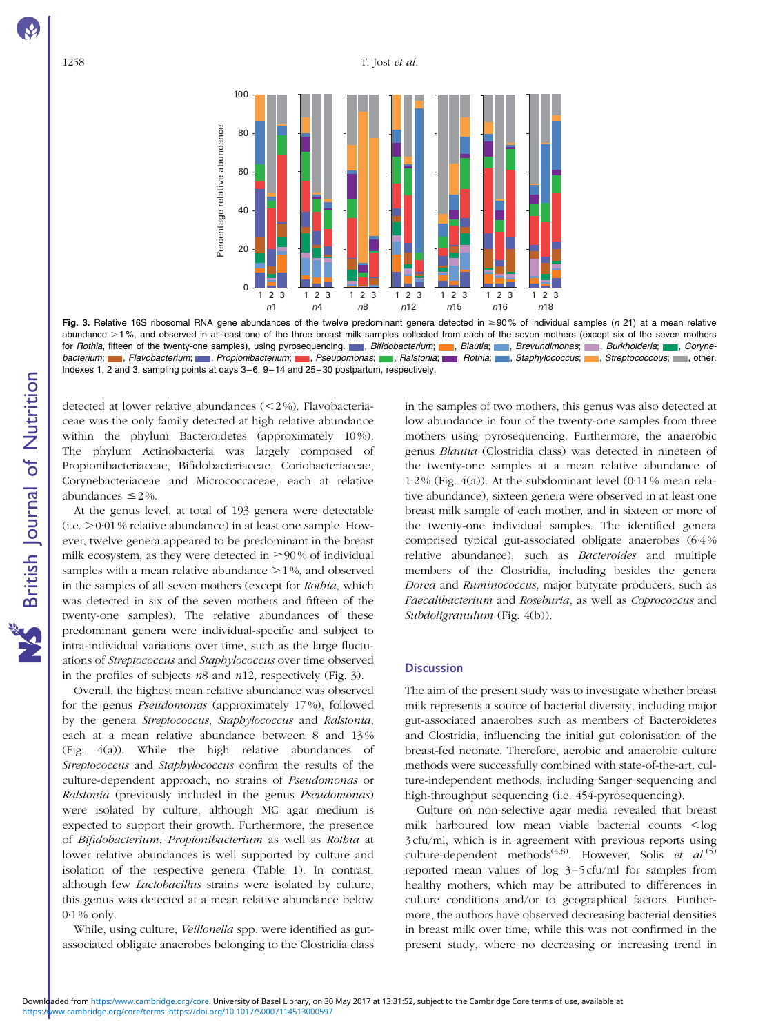Fig. 3. Relative 16S ribosomal RNA gene abundances of the twelve predominant genera detected in ≥90 % of individual samples (*n* 21) at a mean relative abundance >1 %, and observed in at least one of the three breast milk samples collected from each of the seven mothers (except six of the seven mothers for *Rothia*, fifteen of the twenty-one samples), using pyrosequencing. ■, *Bifidobacterium*; ■, *Blautia*; ■, *Brevundimonas*; ■, *Burkholderia*; ■, *Corynebacterium*; ■, *Flavobacterium*; ■, *Propionibacterium*; ■, *Pseudomonas*; ■, *Ralstonia*; ■, *Rothia*; ■, *Staphylococcus*; ■, *Streptococcus*; ■, other. Indexes 1, 2 and 3, sampling points at days 3–6, 9–14 and 25–30 postpartum, respectively.

detected at lower relative abundances (<2 %). Flavobacteriaceae was the only family detected at high relative abundance within the phylum Bacteroidetes (approximately 10 %). The phylum Actinobacteria was largely composed of Propionibacteriaceae, Bifidobacteriaceae, Coriobacteriaceae, Corynebacteriaceae and Micrococcaceae, each at relative abundances ≤2 %.

At the genus level, at total of 193 genera were detectable (i.e. >0·01 % relative abundance) in at least one sample. However, twelve genera appeared to be predominant in the breast milk ecosystem, as they were detected in ≥90 % of individual samples with a mean relative abundance >1 %, and observed in the samples of all seven mothers (except for *Rothia*, which was detected in six of the seven mothers and fifteen of the twenty-one samples). The relative abundances of these predominant genera were individual-specific and subject to intra-individual variations over time, such as the large fluctuations of *Streptococcus* and *Staphylococcus* over time observed in the profiles of subjects *n*8 and *n*12, respectively (Fig. 3).

Overall, the highest mean relative abundance was observed for the genus *Pseudomonas* (approximately 17 %), followed by the genera *Streptococcus*, *Staphylococcus* and *Ralstonia*, each at a mean relative abundance between 8 and 13 % (Fig. 4(a)). While the high relative abundances of *Streptococcus* and *Staphylococcus* confirm the results of the culture-dependent approach, no strains of *Pseudomonas* or *Ralstonia* (previously included in the genus *Pseudomonas*) were isolated by culture, although MC agar medium is expected to support their growth. Furthermore, the presence of *Bifidobacterium*, *Propionibacterium* as well as *Rothia* at lower relative abundances is well supported by culture and isolation of the respective genera (Table 1). In contrast, although few *Lactobacillus* strains were isolated by culture, this genus was detected at a mean relative abundance below 0·1 % only.

While, using culture, *Veillonella* spp. were identified as gut-associated obligate anaerobes belonging to the Clostridia class in the samples of two mothers, this genus was also detected at low abundance in four of the twenty-one samples from three mothers using pyrosequencing. Furthermore, the anaerobic genus *Blautia* (Clostridia class) was detected in nineteen of the twenty-one samples at a mean relative abundance of 1·2 % (Fig. 4(a)). At the subdominant level (0·11 % mean relative abundance), sixteen genera were observed in at least one breast milk sample of each mother, and in sixteen or more of the twenty-one individual samples. The identified genera comprised typical gut-associated obligate anaerobes (6·4 % relative abundance), such as *Bacteroides* and multiple members of the Clostridia, including besides the genera *Dorea* and *Ruminococcus*, major butyrate producers, such as *Faecalibacterium* and *Roseburia*, as well as *Coprococcus* and *Subdoligranulum* (Fig. 4(b)).

## Discussion

The aim of the present study was to investigate whether breast milk represents a source of bacterial diversity, including major gut-associated anaerobes such as members of Bacteroidetes and Clostridia, influencing the initial gut colonisation of the breast-fed neonate. Therefore, aerobic and anaerobic culture methods were successfully combined with state-of-the-art, culture-independent methods, including Sanger sequencing and high-throughput sequencing (i.e. 454-pyrosequencing).

Culture on non-selective agar media revealed that breast milk harboured low mean viable bacterial counts <log 3 cfu/ml, which is in agreement with previous reports using culture-dependent methods[4,8]. However, Solis *et al.*[5] reported mean values of log 3–5 cfu/ml for samples from healthy mothers, which may be attributed to differences in culture conditions and/or to geographical factors. Furthermore, the authors have observed decreasing bacterial densities in breast milk over time, while this was not confirmed in the present study, where no decreasing or increasing trend in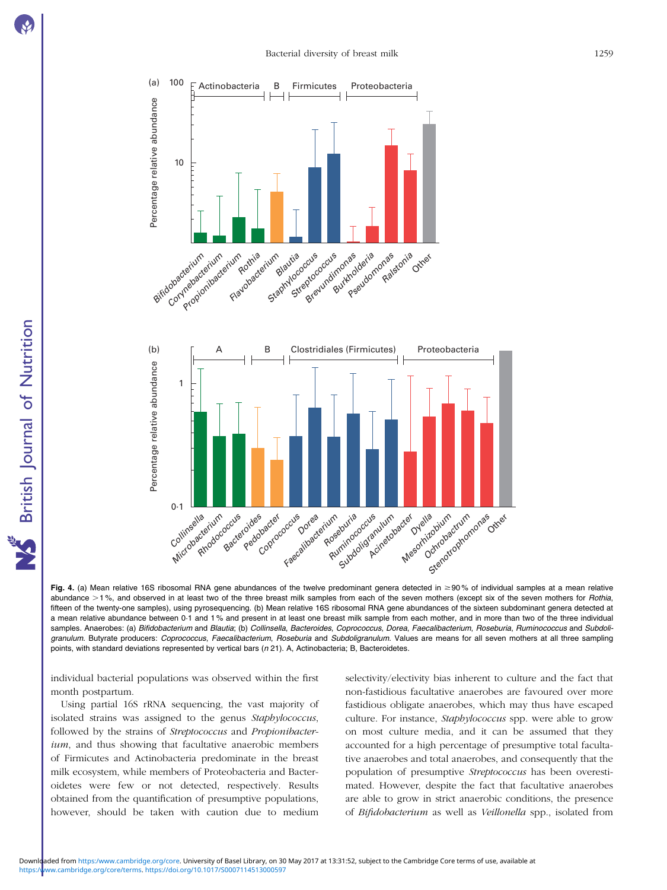Fig. 4. (a) Mean relative 16S ribosomal RNA gene abundances of the twelve predominant genera detected in ≥90 % of individual samples at a mean relative abundance >1 %, and observed in at least two of the three breast milk samples from each of the seven mothers (except six of the seven mothers for *Rothia*, fifteen of the twenty-one samples), using pyrosequencing. (b) Mean relative 16S ribosomal RNA gene abundances of the sixteen subdominant genera detected at a mean relative abundance between 0·1 and 1 % and present in at least one breast milk sample from each mother, and in more than two of the three individual samples. Anaerobes: (a) *Bifidobacterium* and *Blautia*; (b) *Collinsella*, *Bacteroides*, *Coprococcus*, *Dorea*, *Faecalibacterium*, *Roseburia*, *Ruminococcus* and *Subdoligranulum*. Butyrate producers: *Coprococcus*, *Faecalibacterium*, *Roseburia* and *Subdoligranulum*. Values are means for all seven mothers at all three sampling points, with standard deviations represented by vertical bars (*n* 21). A, Actinobacteria; B, Bacteroidetes.

individual bacterial populations was observed within the first month postpartum.

Using partial 16S rRNA sequencing, the vast majority of isolated strains was assigned to the genus *Staphylococcus*, followed by the strains of *Streptococcus* and *Propionibacterium*, and thus showing that facultative anaerobic members of Firmicutes and Actinobacteria predominate in the breast milk ecosystem, while members of Proteobacteria and Bacteroidetes were few or not detected, respectively. Results obtained from the quantification of presumptive populations, however, should be taken with caution due to medium selectivity/electivity bias inherent to culture and the fact that non-fastidious facultative anaerobes are favoured over more fastidious obligate anaerobes, which may thus have escaped culture. For instance, *Staphylococcus* spp. were able to grow on most culture media, and it can be assumed that they accounted for a high percentage of presumptive total facultative anaerobes and total anaerobes, and consequently that the population of presumptive *Streptococcus* has been overestimated. However, despite the fact that facultative anaerobes are able to grow in strict anaerobic conditions, the presence of *Bifidobacterium* as well as *Veillonella* spp., isolated from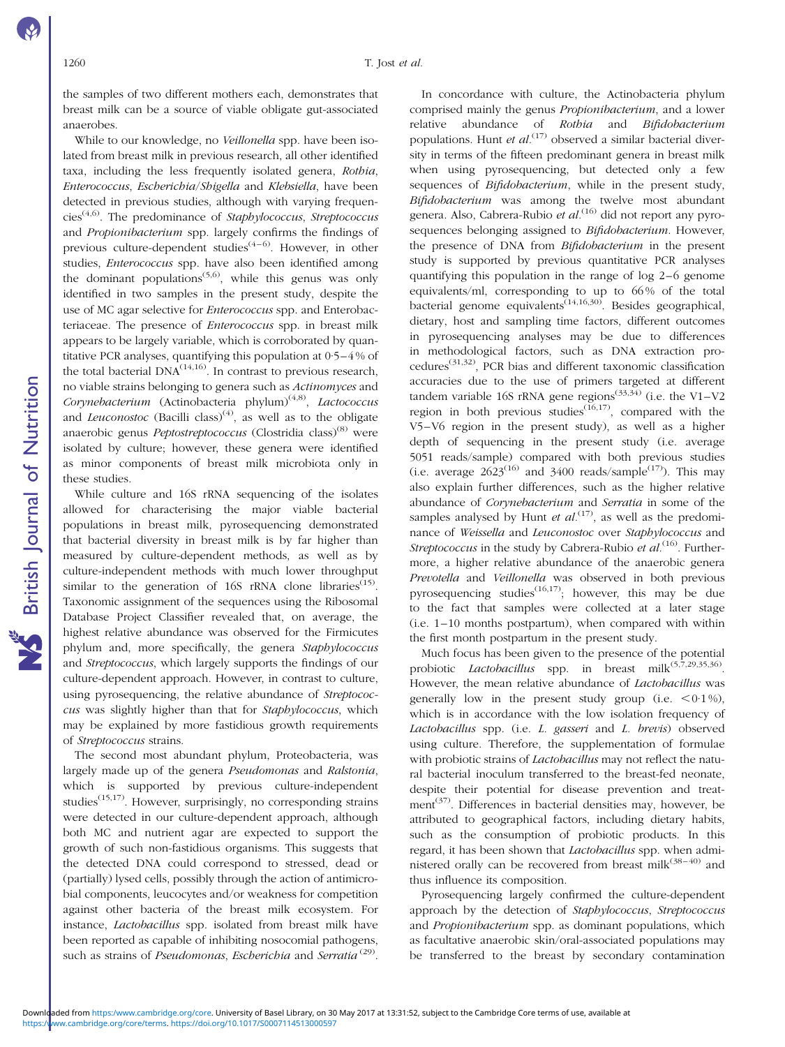the samples of two different mothers each, demonstrates that breast milk can be a source of viable obligate gut-associated anaerobes.

While to our knowledge, no *Veillonella* spp. have been isolated from breast milk in previous research, all other identified taxa, including the less frequently isolated genera, *Rothia*, *Enterococcus*, *Escherichia*/*Shigella* and *Klebsiella*, have been detected in previous studies, although with varying frequencies[4,6]. The predominance of *Staphylococcus*, *Streptococcus* and *Propionibacterium* spp. largely confirms the findings of previous culture-dependent studies[4–6]. However, in other studies, *Enterococcus* spp. have also been identified among the dominant populations[5,6], while this genus was only identified in two samples in the present study, despite the use of MC agar selective for *Enterococcus* spp. and Enterobacteriaceae. The presence of *Enterococcus* spp. in breast milk appears to be largely variable, which is corroborated by quantitative PCR analyses, quantifying this population at 0·5–4 % of the total bacterial DNA[14,16]. In contrast to previous research, no viable strains belonging to genera such as *Actinomyces* and *Corynebacterium* (Actinobacteria phylum)[4,8], *Lactococcus* and *Leuconostoc* (Bacilli class)[4], as well as to the obligate anaerobic genus *Peptostreptococcus* (Clostridia class)[8] were isolated by culture; however, these genera were identified as minor components of breast milk microbiota only in these studies.

While culture and 16S rRNA sequencing of the isolates allowed for characterising the major viable bacterial populations in breast milk, pyrosequencing demonstrated that bacterial diversity in breast milk is by far higher than measured by culture-dependent methods, as well as by culture-independent methods with much lower throughput similar to the generation of 16S rRNA clone libraries[15]. Taxonomic assignment of the sequences using the Ribosomal Database Project Classifier revealed that, on average, the highest relative abundance was observed for the Firmicutes phylum and, more specifically, the genera *Staphylococcus* and *Streptococcus*, which largely supports the findings of our culture-dependent approach. However, in contrast to culture, using pyrosequencing, the relative abundance of *Streptococcus* was slightly higher than that for *Staphylococcus*, which may be explained by more fastidious growth requirements of *Streptococcus* strains.

The second most abundant phylum, Proteobacteria, was largely made up of the genera *Pseudomonas* and *Ralstonia*, which is supported by previous culture-independent studies[15,17]. However, surprisingly, no corresponding strains were detected in our culture-dependent approach, although both MC and nutrient agar are expected to support the growth of such non-fastidious organisms. This suggests that the detected DNA could correspond to stressed, dead or (partially) lysed cells, possibly through the action of antimicrobial components, leucocytes and/or weakness for competition against other bacteria of the breast milk ecosystem. For instance, *Lactobacillus* spp. isolated from breast milk have been reported as capable of inhibiting nosocomial pathogens, such as strains of *Pseudomonas*, *Escherichia* and *Serratia*[29].

In concordance with culture, the Actinobacteria phylum comprised mainly the genus *Propionibacterium*, and a lower relative abundance of *Rothia* and *Bifidobacterium* populations. Hunt *et al.*[17] observed a similar bacterial diversity in terms of the fifteen predominant genera in breast milk when using pyrosequencing, but detected only a few sequences of *Bifidobacterium*, while in the present study, *Bifidobacterium* was among the twelve most abundant genera. Also, Cabrera-Rubio *et al.*[16] did not report any pyrosequences belonging assigned to *Bifidobacterium*. However, the presence of DNA from *Bifidobacterium* in the present study is supported by previous quantitative PCR analyses quantifying this population in the range of log 2–6 genome equivalents/ml, corresponding to up to 66 % of the total bacterial genome equivalents[14,16,30]. Besides geographical, dietary, host and sampling time factors, different outcomes in pyrosequencing analyses may be due to differences in methodological factors, such as DNA extraction procedures[31,32], PCR bias and different taxonomic classification accuracies due to the use of primers targeted at different tandem variable 16S rRNA gene regions[33,34] (i.e. the V1–V2 region in both previous studies[16,17], compared with the V5–V6 region in the present study), as well as a higher depth of sequencing in the present study (i.e. average 5051 reads/sample) compared with both previous studies (i.e. average 2623[16] and 3400 reads/sample[17]). This may also explain further differences, such as the higher relative abundance of *Corynebacterium* and *Serratia* in some of the samples analysed by Hunt *et al.*[17], as well as the predominance of *Weissella* and *Leuconostoc* over *Staphylococcus* and *Streptococcus* in the study by Cabrera-Rubio *et al.*[16]. Furthermore, a higher relative abundance of the anaerobic genera *Prevotella* and *Veillonella* was observed in both previous pyrosequencing studies[16,17]; however, this may be due to the fact that samples were collected at a later stage (i.e. 1–10 months postpartum), when compared with within the first month postpartum in the present study.

Much focus has been given to the presence of the potential probiotic *Lactobacillus* spp. in breast milk[5,7,29,35,36]. However, the mean relative abundance of *Lactobacillus* was generally low in the present study group (i.e. $<0·1$ %), which is in accordance with the low isolation frequency of *Lactobacillus* spp. (i.e. *L. gasseri* and *L. brevis*) observed using culture. Therefore, the supplementation of formulae with probiotic strains of *Lactobacillus* may not reflect the natural bacterial inoculum transferred to the breast-fed neonate, despite their potential for disease prevention and treatment[37]. Differences in bacterial densities may, however, be attributed to geographical factors, including dietary habits, such as the consumption of probiotic products. In this regard, it has been shown that *Lactobacillus* spp. when administered orally can be recovered from breast milk[38–40] and thus influence its composition.

Pyrosequencing largely confirmed the culture-dependent approach by the detection of *Staphylococcus*, *Streptococcus* and *Propionibacterium* spp. as dominant populations, which as facultative anaerobic skin/oral-associated populations may be transferred to the breast by secondary contamination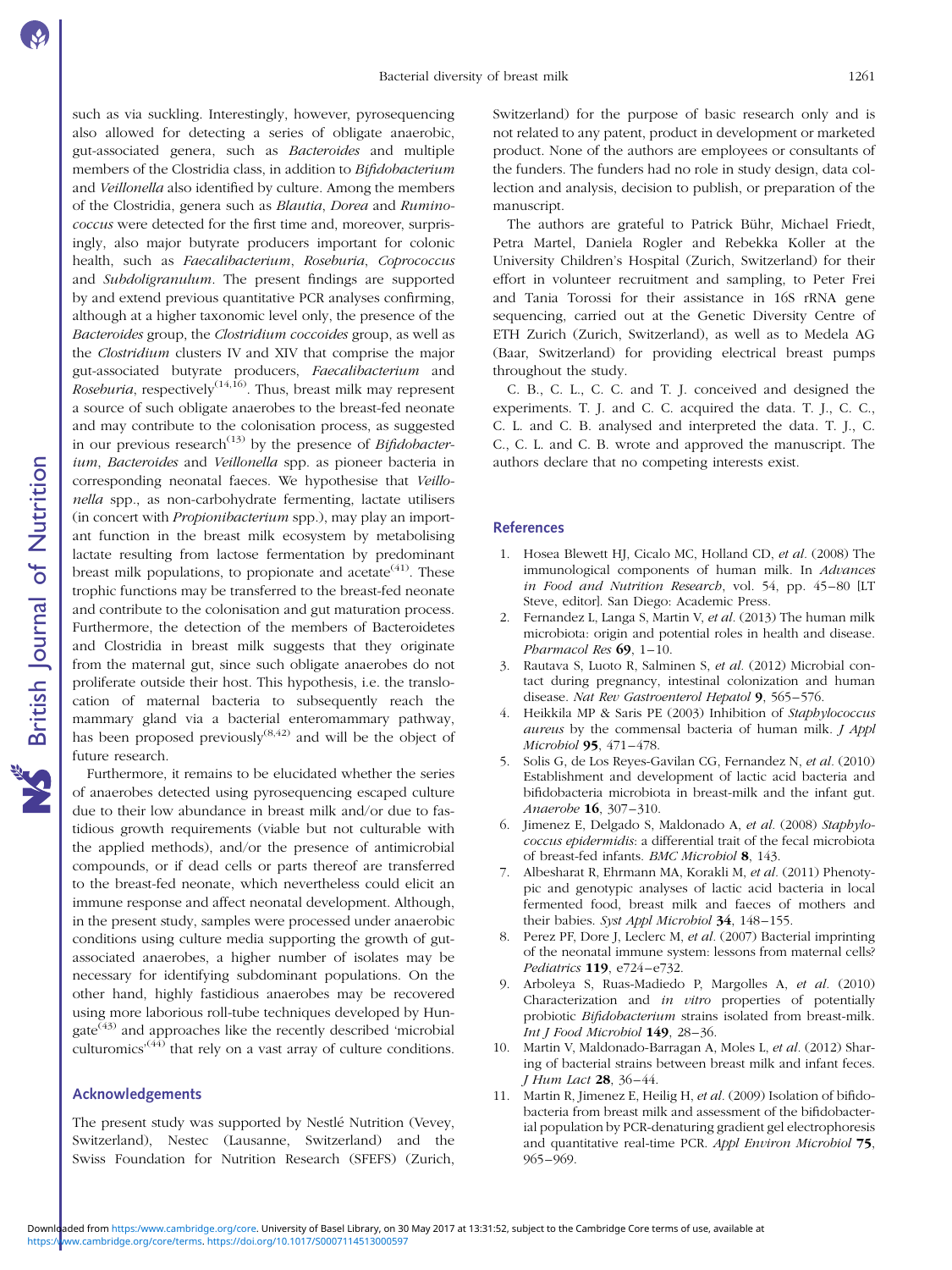such as via suckling. Interestingly, however, pyrosequencing also allowed for detecting a series of obligate anaerobic, gut-associated genera, such as *Bacteroides* and multiple members of the Clostridia class, in addition to *Bifidobacterium* and *Veillonella* also identified by culture. Among the members of the Clostridia, genera such as *Blautia*, *Dorea* and *Ruminococcus* were detected for the first time and, moreover, surprisingly, also major butyrate producers important for colonic health, such as *Faecalibacterium*, *Roseburia*, *Coprococcus* and *Subdoligranulum*. The present findings are supported by and extend previous quantitative PCR analyses confirming, although at a higher taxonomic level only, the presence of the *Bacteroides* group, the *Clostridium coccoides* group, as well as the *Clostridium* clusters IV and XIV that comprise the major gut-associated butyrate producers, *Faecalibacterium* and *Roseburia*, respectively[14,16]. Thus, breast milk may represent a source of such obligate anaerobes to the breast-fed neonate and may contribute to the colonisation process, as suggested in our previous research[13] by the presence of *Bifidobacterium*, *Bacteroides* and *Veillonella* spp. as pioneer bacteria in corresponding neonatal faeces. We hypothesise that *Veillonella* spp., as non-carbohydrate fermenting, lactate utilisers (in concert with *Propionibacterium* spp.), may play an important function in the breast milk ecosystem by metabolising lactate resulting from lactose fermentation by predominant breast milk populations, to propionate and acetate[41]. These trophic functions may be transferred to the breast-fed neonate and contribute to the colonisation and gut maturation process. Furthermore, the detection of the members of Bacteroidetes and Clostridia in breast milk suggests that they originate from the maternal gut, since such obligate anaerobes do not proliferate outside their host. This hypothesis, i.e. the translocation of maternal bacteria to subsequently reach the mammary gland via a bacterial enteromammary pathway, has been proposed previously[8,42] and will be the object of future research.

Furthermore, it remains to be elucidated whether the series of anaerobes detected using pyrosequencing escaped culture due to their low abundance in breast milk and/or due to fastidious growth requirements (viable but not culturable with the applied methods), and/or the presence of antimicrobial compounds, or if dead cells or parts thereof are transferred to the breast-fed neonate, which nevertheless could elicit an immune response and affect neonatal development. Although, in the present study, samples were processed under anaerobic conditions using culture media supporting the growth of gut-associated anaerobes, a higher number of isolates may be necessary for identifying subdominant populations. On the other hand, highly fastidious anaerobes may be recovered using more laborious roll-tube techniques developed by Hungate[43] and approaches like the recently described 'microbial culturomics'[44] that rely on a vast array of culture conditions.

## Acknowledgements

The present study was supported by Nestlé Nutrition (Vevey, Switzerland), Nestec (Lausanne, Switzerland) and the Swiss Foundation for Nutrition Research (SFEFS) (Zurich, Switzerland) for the purpose of basic research only and is not related to any patent, product in development or marketed product. None of the authors are employees or consultants of the funders. The funders had no role in study design, data collection and analysis, decision to publish, or preparation of the manuscript.

The authors are grateful to Patrick Bühr, Michael Friedt, Petra Martel, Daniela Rogler and Rebekka Koller at the University Children's Hospital (Zurich, Switzerland) for their effort in volunteer recruitment and sampling, to Peter Frei and Tania Torossi for their assistance in 16S rRNA gene sequencing, carried out at the Genetic Diversity Centre of ETH Zurich (Zurich, Switzerland), as well as to Medela AG (Baar, Switzerland) for providing electrical breast pumps throughout the study.

C. B., C. L., C. C. and T. J. conceived and designed the experiments. T. J. and C. C. acquired the data. T. J., C. C., C. L. and C. B. analysed and interpreted the data. T. J., C. C., C. L. and C. B. wrote and approved the manuscript. The authors declare that no competing interests exist.

## References

1. Hosea Blewett HJ, Cicalo MC, Holland CD, *et al.* (2008) The immunological components of human milk. In *Advances in Food and Nutrition Research*, vol. 54, pp. 45–80 [LT Steve, editor]. San Diego: Academic Press.
2. Fernandez L, Langa S, Martin V, *et al.* (2013) The human milk microbiota: origin and potential roles in health and disease. *Pharmacol Res* **69**, 1–10.
3. Rautava S, Luoto R, Salminen S, *et al.* (2012) Microbial contact during pregnancy, intestinal colonization and human disease. *Nat Rev Gastroenterol Hepatol* **9**, 565–576.
4. Heikkila MP & Saris PE (2003) Inhibition of *Staphylococcus aureus* by the commensal bacteria of human milk. *J Appl Microbiol* **95**, 471–478.
5. Solis G, de Los Reyes-Gavilan CG, Fernandez N, *et al.* (2010) Establishment and development of lactic acid bacteria and bifidobacteria microbiota in breast-milk and the infant gut. *Anaerobe* **16**, 307–310.
6. Jimenez E, Delgado S, Maldonado A, *et al.* (2008) *Staphylococcus epidermidis*: a differential trait of the fecal microbiota of breast-fed infants. *BMC Microbiol* **8**, 143.
7. Albesharat R, Ehrmann MA, Korakli M, *et al.* (2011) Phenotypic and genotypic analyses of lactic acid bacteria in local fermented food, breast milk and faeces of mothers and their babies. *Syst Appl Microbiol* **34**, 148–155.
8. Perez PF, Dore J, Leclerc M, *et al.* (2007) Bacterial imprinting of the neonatal immune system: lessons from maternal cells? *Pediatrics* **119**, e724–e732.
9. Arboleya S, Ruas-Madiedo P, Margolles A, *et al.* (2010) Characterization and *in vitro* properties of potentially probiotic *Bifidobacterium* strains isolated from breast-milk. *Int J Food Microbiol* **149**, 28–36.
10. Martin V, Maldonado-Barragan A, Moles L, *et al.* (2012) Sharing of bacterial strains between breast milk and infant feces. *J Hum Lact* **28**, 36–44.
11. Martin R, Jimenez E, Heilig H, *et al.* (2009) Isolation of bifidobacteria from breast milk and assessment of the bifidobacterial population by PCR-denaturing gradient gel electrophoresis and quantitative real-time PCR. *Appl Environ Microbiol* **75**, 965–969.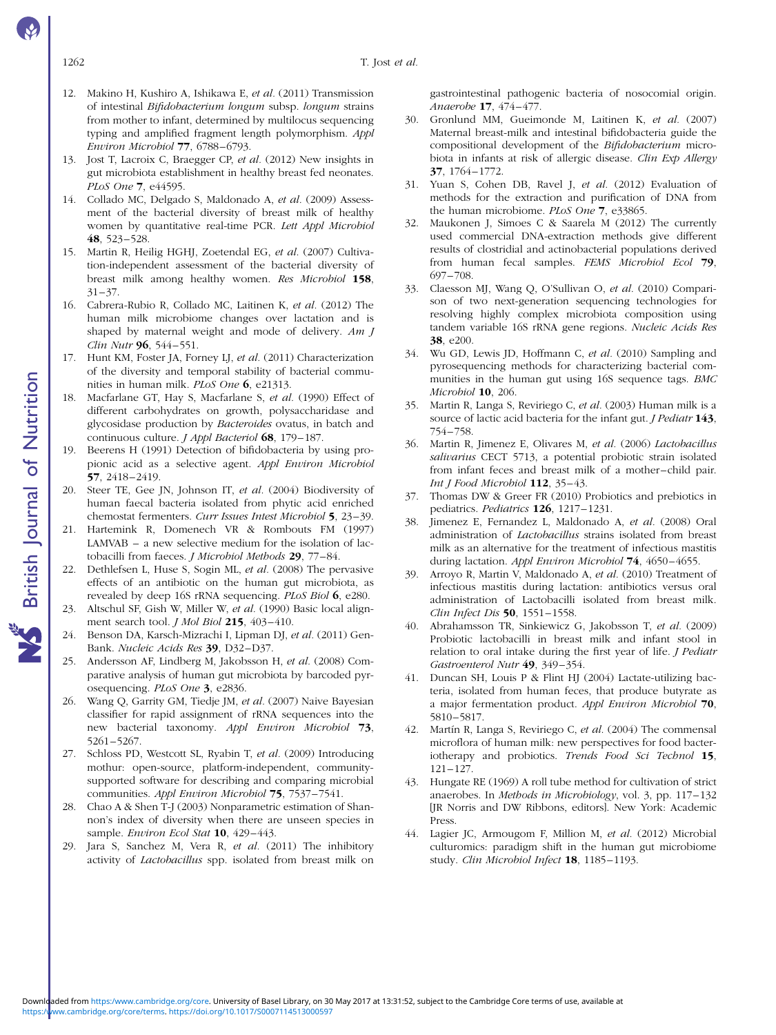12. Makino H, Kushiro A, Ishikawa E, *et al.* (2011) Transmission of intestinal *Bifidobacterium longum* subsp. *longum* strains from mother to infant, determined by multilocus sequencing typing and amplified fragment length polymorphism. *Appl Environ Microbiol* **77**, 6788–6793.
13. Jost T, Lacroix C, Braegger CP, *et al.* (2012) New insights in gut microbiota establishment in healthy breast fed neonates. *PLoS One* **7**, e44595.
14. Collado MC, Delgado S, Maldonado A, *et al.* (2009) Assessment of the bacterial diversity of breast milk of healthy women by quantitative real-time PCR. *Lett Appl Microbiol* **48**, 523–528.
15. Martin R, Heilig HGHJ, Zoetendal EG, *et al.* (2007) Cultivation-independent assessment of the bacterial diversity of breast milk among healthy women. *Res Microbiol* **158**, 31–37.
16. Cabrera-Rubio R, Collado MC, Laitinen K, *et al.* (2012) The human milk microbiome changes over lactation and is shaped by maternal weight and mode of delivery. *Am J Clin Nutr* **96**, 544–551.
17. Hunt KM, Foster JA, Forney LJ, *et al.* (2011) Characterization of the diversity and temporal stability of bacterial communities in human milk. *PLoS One* **6**, e21313.
18. Macfarlane GT, Hay S, Macfarlane S, *et al.* (1990) Effect of different carbohydrates on growth, polysaccharidase and glycosidase production by *Bacteroides* ovatus, in batch and continuous culture. *J Appl Bacteriol* **68**, 179–187.
19. Beerens H (1991) Detection of bifidobacteria by using propionic acid as a selective agent. *Appl Environ Microbiol* **57**, 2418–2419.
20. Steer TE, Gee JN, Johnson IT, *et al.* (2004) Biodiversity of human faecal bacteria isolated from phytic acid enriched chemostat fermenters. *Curr Issues Intest Microbiol* **5**, 23–39.
21. Hartemink R, Domenech VR & Rombouts FM (1997) LAMVAB – a new selective medium for the isolation of lactobacilli from faeces. *J Microbiol Methods* **29**, 77–84.
22. Dethlefsen L, Huse S, Sogin ML, *et al.* (2008) The pervasive effects of an antibiotic on the human gut microbiota, as revealed by deep 16S rRNA sequencing. *PLoS Biol* **6**, e280.
23. Altschul SF, Gish W, Miller W, *et al.* (1990) Basic local alignment search tool. *J Mol Biol* **215**, 403–410.
24. Benson DA, Karsch-Mizrachi I, Lipman DJ, *et al.* (2011) GenBank. *Nucleic Acids Res* **39**, D32–D37.
25. Andersson AF, Lindberg M, Jakobsson H, *et al.* (2008) Comparative analysis of human gut microbiota by barcoded pyrosequencing. *PLoS One* **3**, e2836.
26. Wang Q, Garrity GM, Tiedje JM, *et al.* (2007) Naive Bayesian classifier for rapid assignment of rRNA sequences into the new bacterial taxonomy. *Appl Environ Microbiol* **73**, 5261–5267.
27. Schloss PD, Westcott SL, Ryabin T, *et al.* (2009) Introducing mothur: open-source, platform-independent, community-supported software for describing and comparing microbial communities. *Appl Environ Microbiol* **75**, 7537–7541.
28. Chao A & Shen T-J (2003) Nonparametric estimation of Shannon's index of diversity when there are unseen species in sample. *Environ Ecol Stat* **10**, 429–443.
29. Jara S, Sanchez M, Vera R, *et al.* (2011) The inhibitory activity of *Lactobacillus* spp. isolated from breast milk on gastrointestinal pathogenic bacteria of nosocomial origin. *Anaerobe* **17**, 474–477.
30. Gronlund MM, Gueimonde M, Laitinen K, *et al.* (2007) Maternal breast-milk and intestinal bifidobacteria guide the compositional development of the *Bifidobacterium* microbiota in infants at risk of allergic disease. *Clin Exp Allergy* **37**, 1764–1772.
31. Yuan S, Cohen DB, Ravel J, *et al.* (2012) Evaluation of methods for the extraction and purification of DNA from the human microbiome. *PLoS One* **7**, e33865.
32. Maukonen J, Simoes C & Saarela M (2012) The currently used commercial DNA-extraction methods give different results of clostridial and actinobacterial populations derived from human fecal samples. *FEMS Microbiol Ecol* **79**, 697–708.
33. Claesson MJ, Wang Q, O'Sullivan O, *et al.* (2010) Comparison of two next-generation sequencing technologies for resolving highly complex microbiota composition using tandem variable 16S rRNA gene regions. *Nucleic Acids Res* **38**, e200.
34. Wu GD, Lewis JD, Hoffmann C, *et al.* (2010) Sampling and pyrosequencing methods for characterizing bacterial communities in the human gut using 16S sequence tags. *BMC Microbiol* **10**, 206.
35. Martin R, Langa S, Reviriego C, *et al.* (2003) Human milk is a source of lactic acid bacteria for the infant gut. *J Pediatr* **143**, 754–758.
36. Martin R, Jimenez E, Olivares M, *et al.* (2006) *Lactobacillus salivarius* CECT 5713, a potential probiotic strain isolated from infant feces and breast milk of a mother–child pair. *Int J Food Microbiol* **112**, 35–43.
37. Thomas DW & Greer FR (2010) Probiotics and prebiotics in pediatrics. *Pediatrics* **126**, 1217–1231.
38. Jimenez E, Fernandez L, Maldonado A, *et al.* (2008) Oral administration of *Lactobacillus* strains isolated from breast milk as an alternative for the treatment of infectious mastitis during lactation. *Appl Environ Microbiol* **74**, 4650–4655.
39. Arroyo R, Martin V, Maldonado A, *et al.* (2010) Treatment of infectious mastitis during lactation: antibiotics versus oral administration of Lactobacilli isolated from breast milk. *Clin Infect Dis* **50**, 1551–1558.
40. Abrahamsson TR, Sinkiewicz G, Jakobsson T, *et al.* (2009) Probiotic lactobacilli in breast milk and infant stool in relation to oral intake during the first year of life. *J Pediatr Gastroenterol Nutr* **49**, 349–354.
41. Duncan SH, Louis P & Flint HJ (2004) Lactate-utilizing bacteria, isolated from human feces, that produce butyrate as a major fermentation product. *Appl Environ Microbiol* **70**, 5810–5817.
42. Martín R, Langa S, Reviriego C, *et al.* (2004) The commensal microflora of human milk: new perspectives for food bacteriotherapy and probiotics. *Trends Food Sci Technol* **15**, 121–127.
43. Hungate RE (1969) A roll tube method for cultivation of strict anaerobes. In *Methods in Microbiology*, vol. 3, pp. 117–132 [JR Norris and DW Ribbons, editors]. New York: Academic Press.
44. Lagier JC, Armougom F, Million M, *et al.* (2012) Microbial culturomics: paradigm shift in the human gut microbiome study. *Clin Microbiol Infect* **18**, 1185–1193.